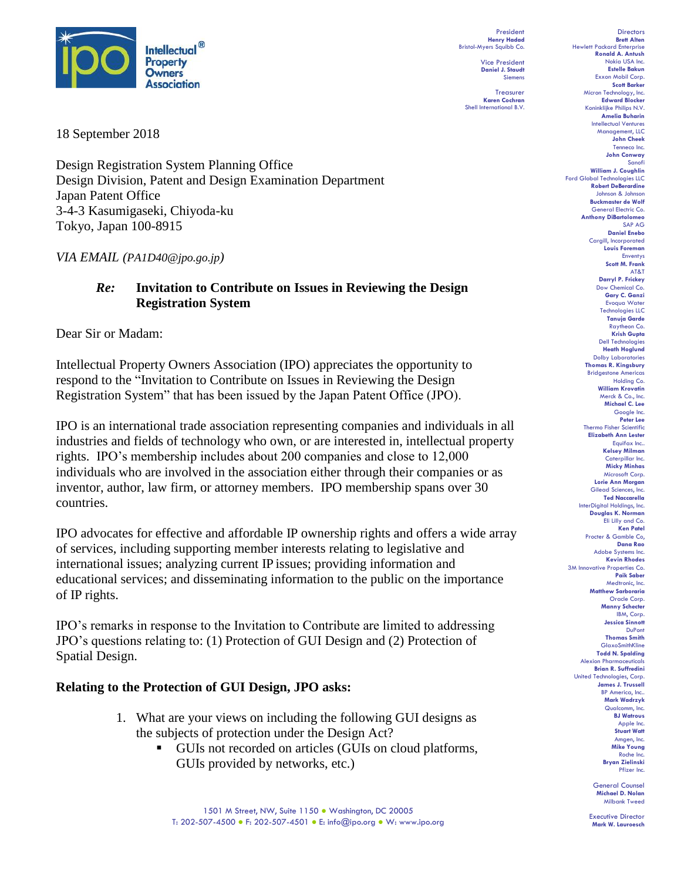President
**Henry Hadad**
Bristol-Myers Squibb Co.

Vice President
**Daniel J. Staudt**
Siemens

Treasurer
**Karen Cochran**
Shell International B.V.

Directors
**Brett Alten**
Hewlett Packard Enterprise
**Ronald A. Antush**
Nokia USA Inc.
**Estelle Bakun**
Exxon Mobil Corp.
**Scott Barker**
Micron Technology, Inc.
**Edward Blocker**
Koninklijke Philips N.V.
**Amelia Buharin**
Intellectual Ventures Management, LLC
**John Cheek**
Tenneco Inc.
**John Conway**
Sanofi
**William J. Coughlin**
Ford Global Technologies LLC
**Robert DeBerardine**
Johnson & Johnson
**Buckmaster de Wolf**
General Electric Co.
**Anthony DiBartolomeo**
SAP AG
**Daniel Enebo**
Cargill, Incorporated
**Louis Foreman**
Enventys
**Scott M. Frank**
AT&T
**Darryl P. Frickey**
Dow Chemical Co.
**Gary C. Ganzi**
Evoqua Water Technologies LLC
**Tanuja Garde**
Raytheon Co.
**Krish Gupta**
Dell Technologies
**Heath Hoglund**
Dolby Laboratories
**Thomas R. Kingsbury**
Bridgestone Americas Holding Co.
**William Krovatin**
Merck & Co., Inc.
**Michael C. Lee**
Google Inc.
**Peter Lee**
Thermo Fisher Scientific
**Elizabeth Ann Lester**
Equifax Inc..
**Kelsey Milman**
Caterpillar Inc.
**Micky Minhas**
Microsoft Corp.
**Lorie Ann Morgan**
Gilead Sciences, Inc.
**Ted Naccarella**
InterDigital Holdings, Inc.
**Douglas K. Norman**
Eli Lilly and Co.
**Ken Patel**
Procter & Gamble Co,
**Dana Rao**
Adobe Systems Inc.
**Kevin Rhodes**
3M Innovative Properties Co.
**Paik Saber**
Medtronic, Inc.
**Matthew Sarboraria**
Oracle Corp.
**Manny Schecter**
IBM, Corp.
**Jessica Sinnott**
DuPont
**Thomas Smith**
GlaxoSmithKline
**Todd N. Spalding**
Alexion Pharmaceuticals
**Brian R. Suffredini**
United Technologies, Corp.
**James J. Trussell**
BP America, Inc..
**Mark Wadrzyk**
Qualcomm, Inc.
**BJ Watrous**
Apple Inc.
**Stuart Watt**
Amgen, Inc.
**Mike Young**
Roche Inc.
**Bryan Zielinski**
Pfizer Inc.

General Counsel
**Michael D. Nolan**
Milbank Tweed

Executive Director
**Mark W. Lauroesch**

18 September 2018

Design Registration System Planning Office
Design Division, Patent and Design Examination Department
Japan Patent Office
3-4-3 Kasumigaseki, Chiyoda-ku
Tokyo, Japan 100-8915

*VIA EMAIL (PA1D40@jpo.go.jp)*

***Re:*** **Invitation to Contribute on Issues in Reviewing the Design Registration System**

Dear Sir or Madam:

Intellectual Property Owners Association (IPO) appreciates the opportunity to respond to the "Invitation to Contribute on Issues in Reviewing the Design Registration System" that has been issued by the Japan Patent Office (JPO).

IPO is an international trade association representing companies and individuals in all industries and fields of technology who own, or are interested in, intellectual property rights. IPO's membership includes about 200 companies and close to 12,000 individuals who are involved in the association either through their companies or as inventor, author, law firm, or attorney members. IPO membership spans over 30 countries.

IPO advocates for effective and affordable IP ownership rights and offers a wide array of services, including supporting member interests relating to legislative and international issues; analyzing current IP issues; providing information and educational services; and disseminating information to the public on the importance of IP rights.

IPO's remarks in response to the Invitation to Contribute are limited to addressing JPO's questions relating to: (1) Protection of GUI Design and (2) Protection of Spatial Design.

**Relating to the Protection of GUI Design, JPO asks:**

1. What are your views on including the following GUI designs as the subjects of protection under the Design Act?
   - GUIs not recorded on articles (GUIs on cloud platforms, GUIs provided by networks, etc.)

1501 M Street, NW, Suite 1150 • Washington, DC 20005
T: 202-507-4500 • F: 202-507-4501 • E: info@ipo.org • W: www.ipo.org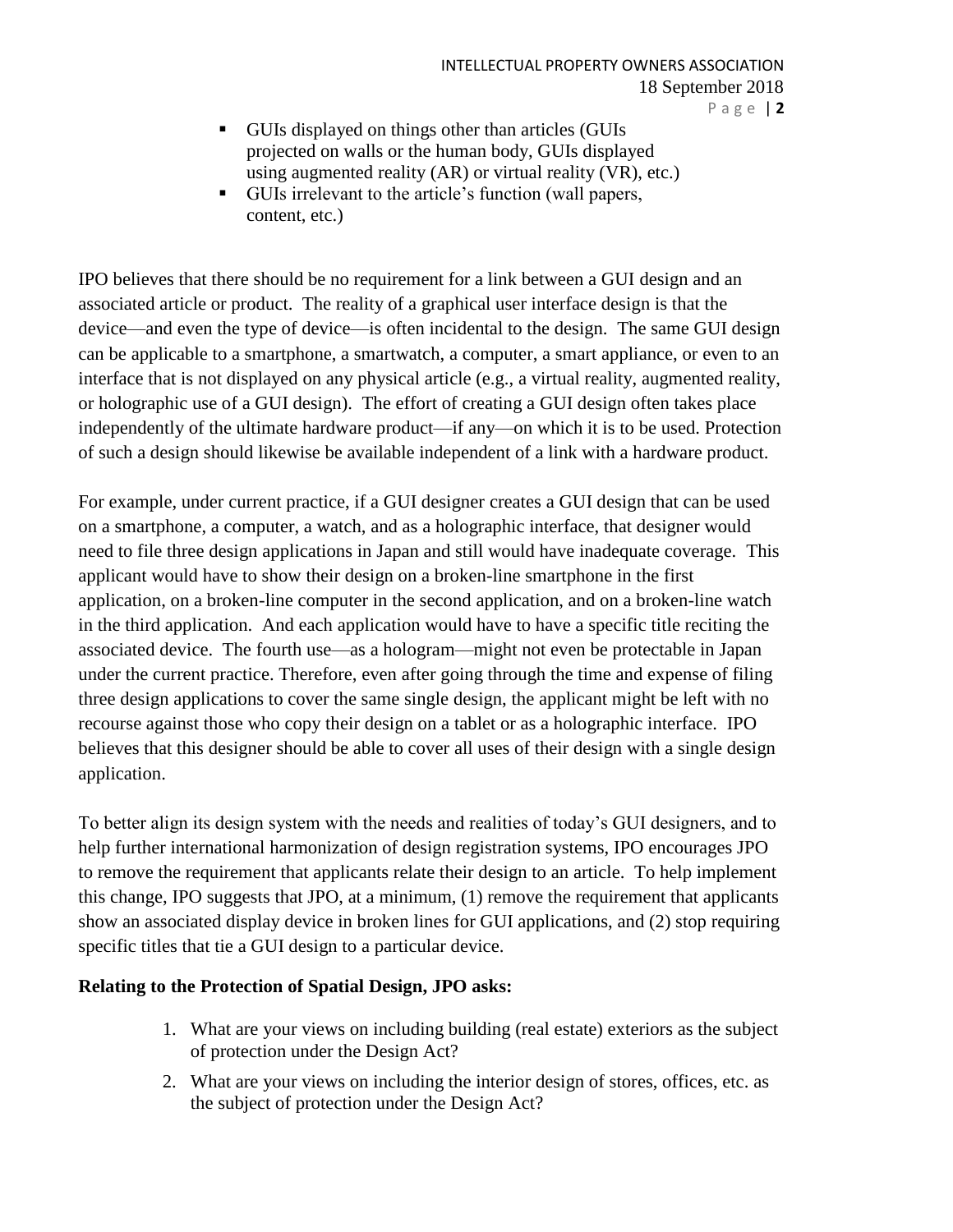- GUIs displayed on things other than articles (GUIs projected on walls or the human body, GUIs displayed using augmented reality (AR) or virtual reality (VR), etc.)
- GUIs irrelevant to the article's function (wall papers, content, etc.)

IPO believes that there should be no requirement for a link between a GUI design and an associated article or product. The reality of a graphical user interface design is that the device—and even the type of device—is often incidental to the design. The same GUI design can be applicable to a smartphone, a smartwatch, a computer, a smart appliance, or even to an interface that is not displayed on any physical article (e.g., a virtual reality, augmented reality, or holographic use of a GUI design). The effort of creating a GUI design often takes place independently of the ultimate hardware product—if any—on which it is to be used. Protection of such a design should likewise be available independent of a link with a hardware product.

For example, under current practice, if a GUI designer creates a GUI design that can be used on a smartphone, a computer, a watch, and as a holographic interface, that designer would need to file three design applications in Japan and still would have inadequate coverage. This applicant would have to show their design on a broken-line smartphone in the first application, on a broken-line computer in the second application, and on a broken-line watch in the third application. And each application would have to have a specific title reciting the associated device. The fourth use—as a hologram—might not even be protectable in Japan under the current practice. Therefore, even after going through the time and expense of filing three design applications to cover the same single design, the applicant might be left with no recourse against those who copy their design on a tablet or as a holographic interface. IPO believes that this designer should be able to cover all uses of their design with a single design application.

To better align its design system with the needs and realities of today's GUI designers, and to help further international harmonization of design registration systems, IPO encourages JPO to remove the requirement that applicants relate their design to an article. To help implement this change, IPO suggests that JPO, at a minimum, (1) remove the requirement that applicants show an associated display device in broken lines for GUI applications, and (2) stop requiring specific titles that tie a GUI design to a particular device.

**Relating to the Protection of Spatial Design, JPO asks:**

1. What are your views on including building (real estate) exteriors as the subject of protection under the Design Act?
2. What are your views on including the interior design of stores, offices, etc. as the subject of protection under the Design Act?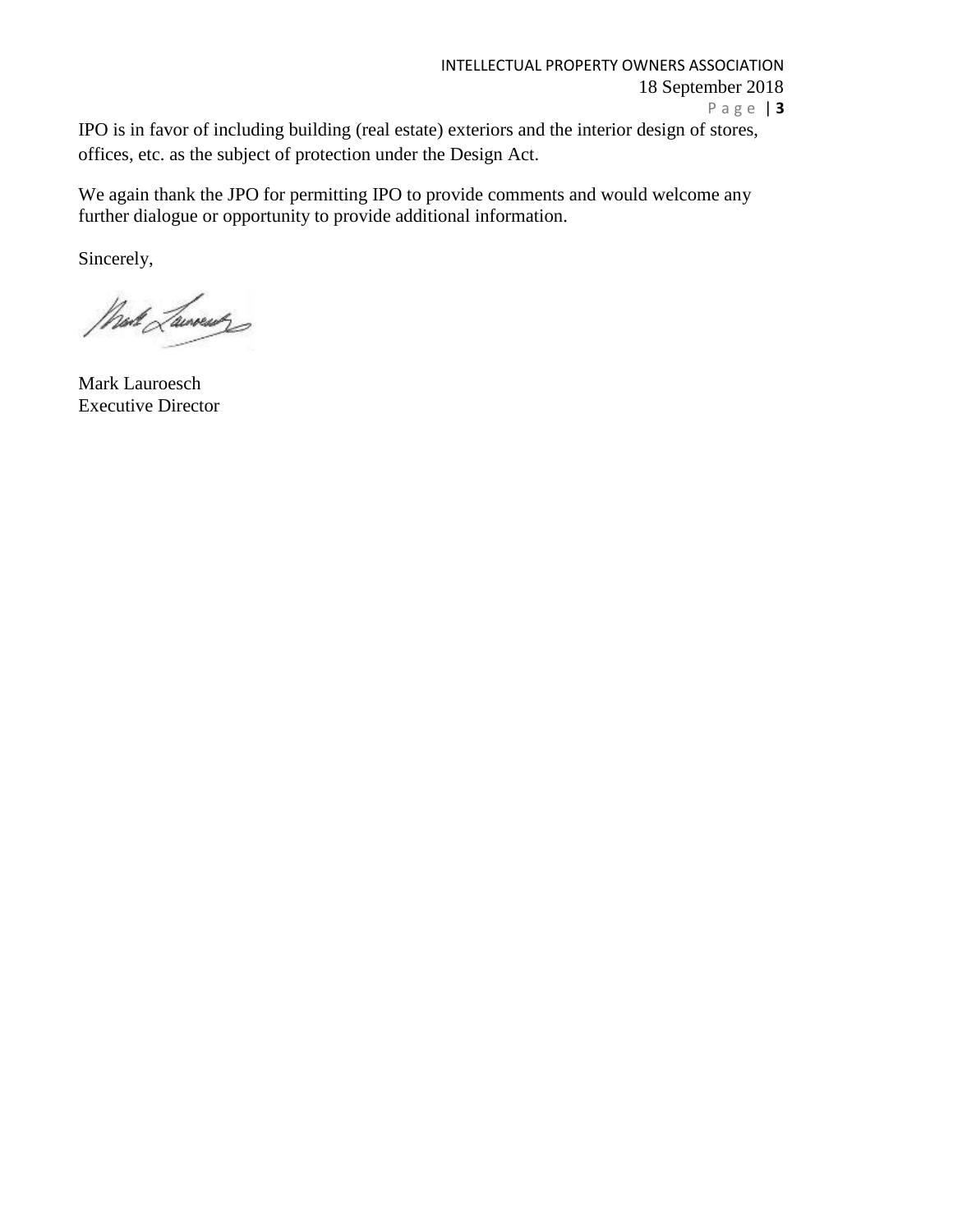IPO is in favor of including building (real estate) exteriors and the interior design of stores, offices, etc. as the subject of protection under the Design Act.

We again thank the JPO for permitting IPO to provide comments and would welcome any further dialogue or opportunity to provide additional information.

Sincerely,

Mark Lauroesch
Executive Director